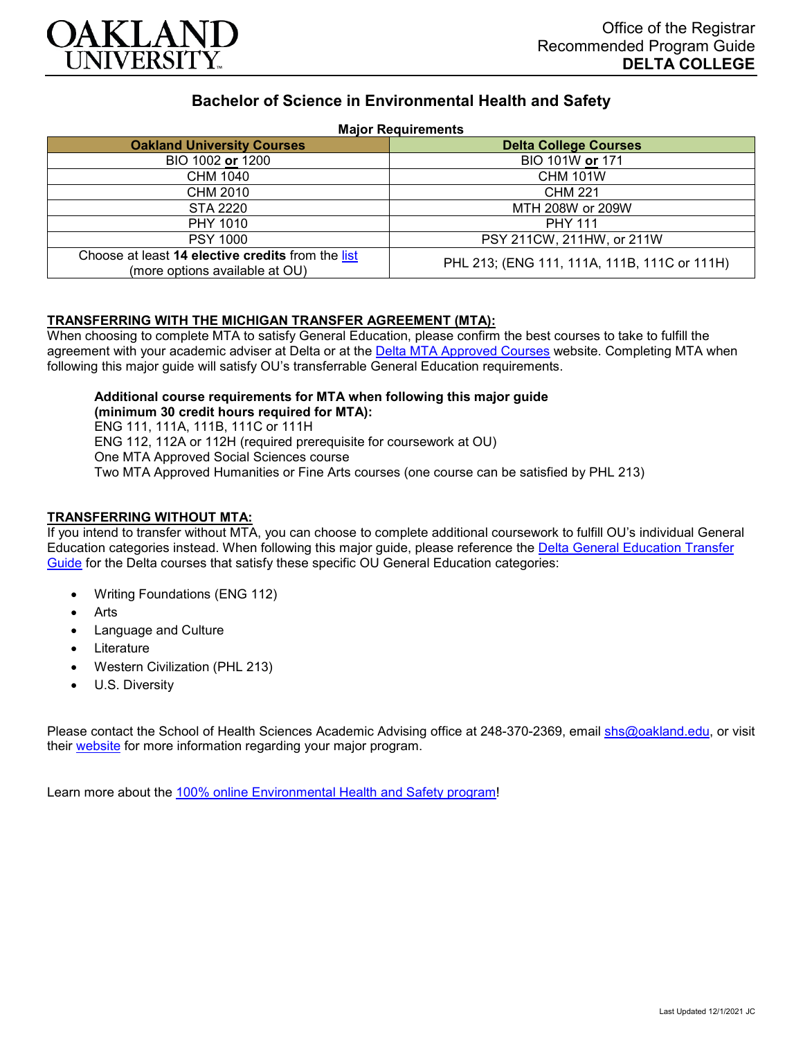Office of the Registrar
Recommended Program Guide
**DELTA COLLEGE**

# Bachelor of Science in Environmental Health and Safety

**Major Requirements**

| Oakland University Courses | Delta College Courses |
|---|---|
| BIO 1002 **or** 1200 | BIO 101W **or** 171 |
| CHM 1040 | CHM 101W |
| CHM 2010 | CHM 221 |
| STA 2220 | MTH 208W or 209W |
| PHY 1010 | PHY 111 |
| PSY 1000 | PSY 211CW, 211HW, or 211W |
| Choose at least **14 elective credits** from the list (more options available at OU) | PHL 213; (ENG 111, 111A, 111B, 111C or 111H) |

## TRANSFERRING WITH THE MICHIGAN TRANSFER AGREEMENT (MTA):

When choosing to complete MTA to satisfy General Education, please confirm the best courses to take to fulfill the agreement with your academic adviser at Delta or at the Delta MTA Approved Courses website. Completing MTA when following this major guide will satisfy OU's transferrable General Education requirements.

**Additional course requirements for MTA when following this major guide (minimum 30 credit hours required for MTA):**
ENG 111, 111A, 111B, 111C or 111H
ENG 112, 112A or 112H (required prerequisite for coursework at OU)
One MTA Approved Social Sciences course
Two MTA Approved Humanities or Fine Arts courses (one course can be satisfied by PHL 213)

## TRANSFERRING WITHOUT MTA:

If you intend to transfer without MTA, you can choose to complete additional coursework to fulfill OU's individual General Education categories instead. When following this major guide, please reference the Delta General Education Transfer Guide for the Delta courses that satisfy these specific OU General Education categories:

- Writing Foundations (ENG 112)
- Arts
- Language and Culture
- Literature
- Western Civilization (PHL 213)
- U.S. Diversity

Please contact the School of Health Sciences Academic Advising office at 248-370-2369, email shs@oakland.edu, or visit their website for more information regarding your major program.

Learn more about the 100% online Environmental Health and Safety program!

Last Updated 12/1/2021 JC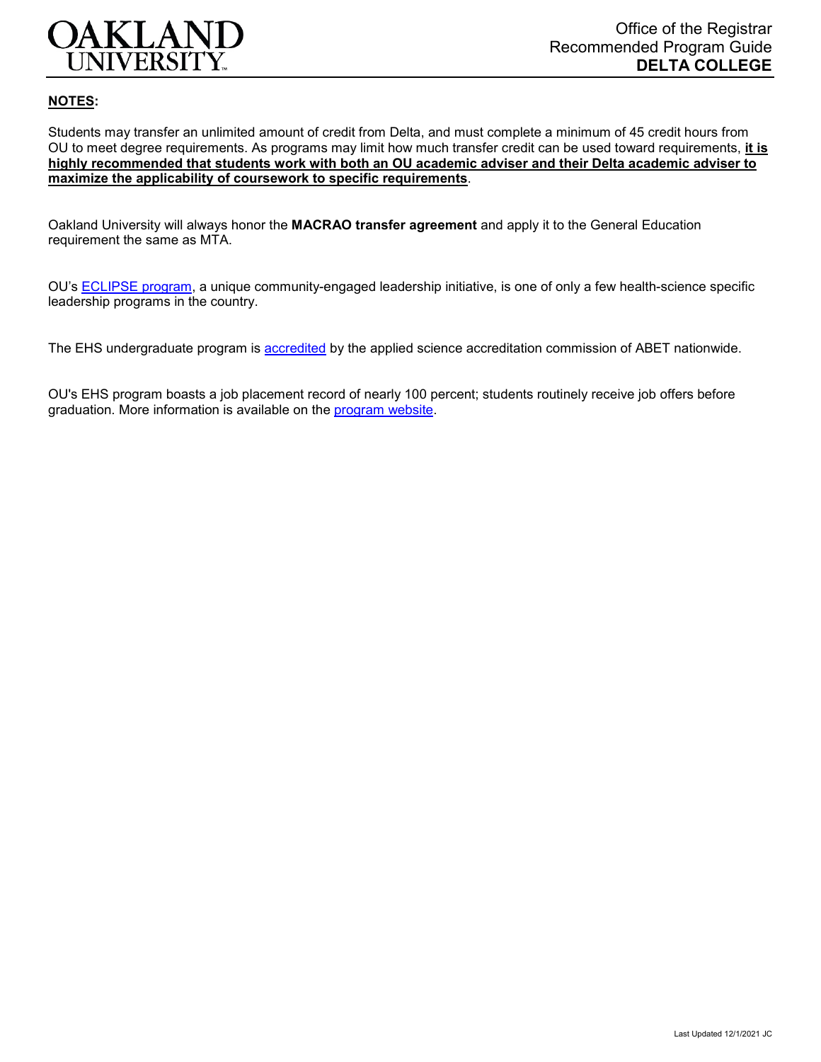**NOTES:**

Students may transfer an unlimited amount of credit from Delta, and must complete a minimum of 45 credit hours from OU to meet degree requirements. As programs may limit how much transfer credit can be used toward requirements, **it is highly recommended that students work with both an OU academic adviser and their Delta academic adviser to maximize the applicability of coursework to specific requirements**.

Oakland University will always honor the **MACRAO transfer agreement** and apply it to the General Education requirement the same as MTA.

OU's ECLIPSE program, a unique community-engaged leadership initiative, is one of only a few health-science specific leadership programs in the country.

The EHS undergraduate program is accredited by the applied science accreditation commission of ABET nationwide.

OU's EHS program boasts a job placement record of nearly 100 percent; students routinely receive job offers before graduation. More information is available on the program website.

Last Updated 12/1/2021 JC